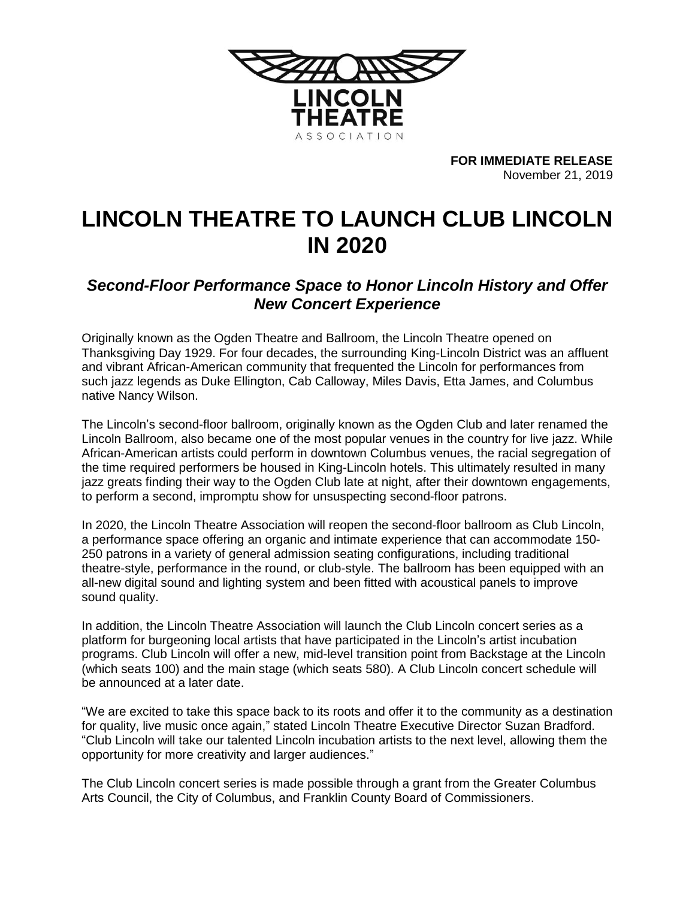LINCOLN THEATRE ASSOCIATION

**FOR IMMEDIATE RELEASE**
November 21, 2019

# LINCOLN THEATRE TO LAUNCH CLUB LINCOLN IN 2020

## *Second-Floor Performance Space to Honor Lincoln History and Offer New Concert Experience*

Originally known as the Ogden Theatre and Ballroom, the Lincoln Theatre opened on Thanksgiving Day 1929. For four decades, the surrounding King-Lincoln District was an affluent and vibrant African-American community that frequented the Lincoln for performances from such jazz legends as Duke Ellington, Cab Calloway, Miles Davis, Etta James, and Columbus native Nancy Wilson.

The Lincoln's second-floor ballroom, originally known as the Ogden Club and later renamed the Lincoln Ballroom, also became one of the most popular venues in the country for live jazz. While African-American artists could perform in downtown Columbus venues, the racial segregation of the time required performers be housed in King-Lincoln hotels. This ultimately resulted in many jazz greats finding their way to the Ogden Club late at night, after their downtown engagements, to perform a second, impromptu show for unsuspecting second-floor patrons.

In 2020, the Lincoln Theatre Association will reopen the second-floor ballroom as Club Lincoln, a performance space offering an organic and intimate experience that can accommodate 150-250 patrons in a variety of general admission seating configurations, including traditional theatre-style, performance in the round, or club-style. The ballroom has been equipped with an all-new digital sound and lighting system and been fitted with acoustical panels to improve sound quality.

In addition, the Lincoln Theatre Association will launch the Club Lincoln concert series as a platform for burgeoning local artists that have participated in the Lincoln's artist incubation programs. Club Lincoln will offer a new, mid-level transition point from Backstage at the Lincoln (which seats 100) and the main stage (which seats 580). A Club Lincoln concert schedule will be announced at a later date.

"We are excited to take this space back to its roots and offer it to the community as a destination for quality, live music once again," stated Lincoln Theatre Executive Director Suzan Bradford. "Club Lincoln will take our talented Lincoln incubation artists to the next level, allowing them the opportunity for more creativity and larger audiences."

The Club Lincoln concert series is made possible through a grant from the Greater Columbus Arts Council, the City of Columbus, and Franklin County Board of Commissioners.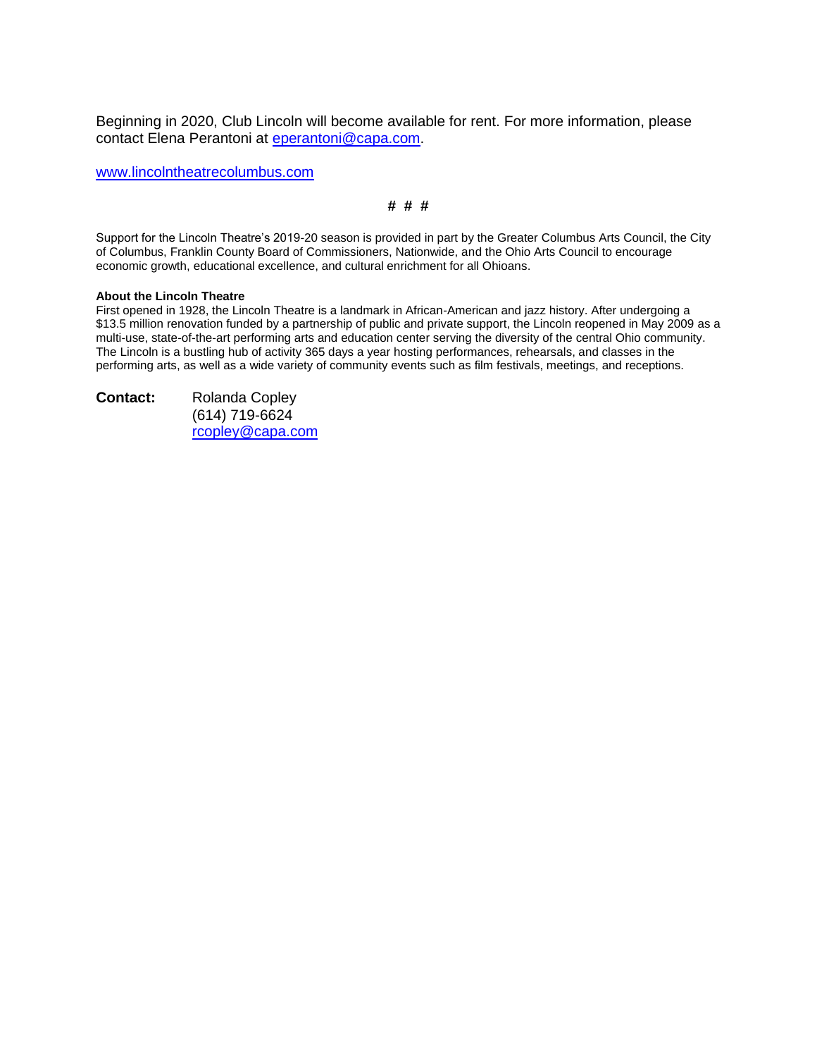Beginning in 2020, Club Lincoln will become available for rent. For more information, please contact Elena Perantoni at [eperantoni@capa.com](mailto:eperantoni@capa.com).

[www.lincolntheatrecolumbus.com](http://www.lincolntheatrecolumbus.com)

# # #

Support for the Lincoln Theatre's 2019-20 season is provided in part by the Greater Columbus Arts Council, the City of Columbus, Franklin County Board of Commissioners, Nationwide, and the Ohio Arts Council to encourage economic growth, educational excellence, and cultural enrichment for all Ohioans.

**About the Lincoln Theatre**
First opened in 1928, the Lincoln Theatre is a landmark in African-American and jazz history. After undergoing a $13.5 million renovation funded by a partnership of public and private support, the Lincoln reopened in May 2009 as a multi-use, state-of-the-art performing arts and education center serving the diversity of the central Ohio community. The Lincoln is a bustling hub of activity 365 days a year hosting performances, rehearsals, and classes in the performing arts, as well as a wide variety of community events such as film festivals, meetings, and receptions.

**Contact:** Rolanda Copley
(614) 719-6624
[rcopley@capa.com](mailto:rcopley@capa.com)